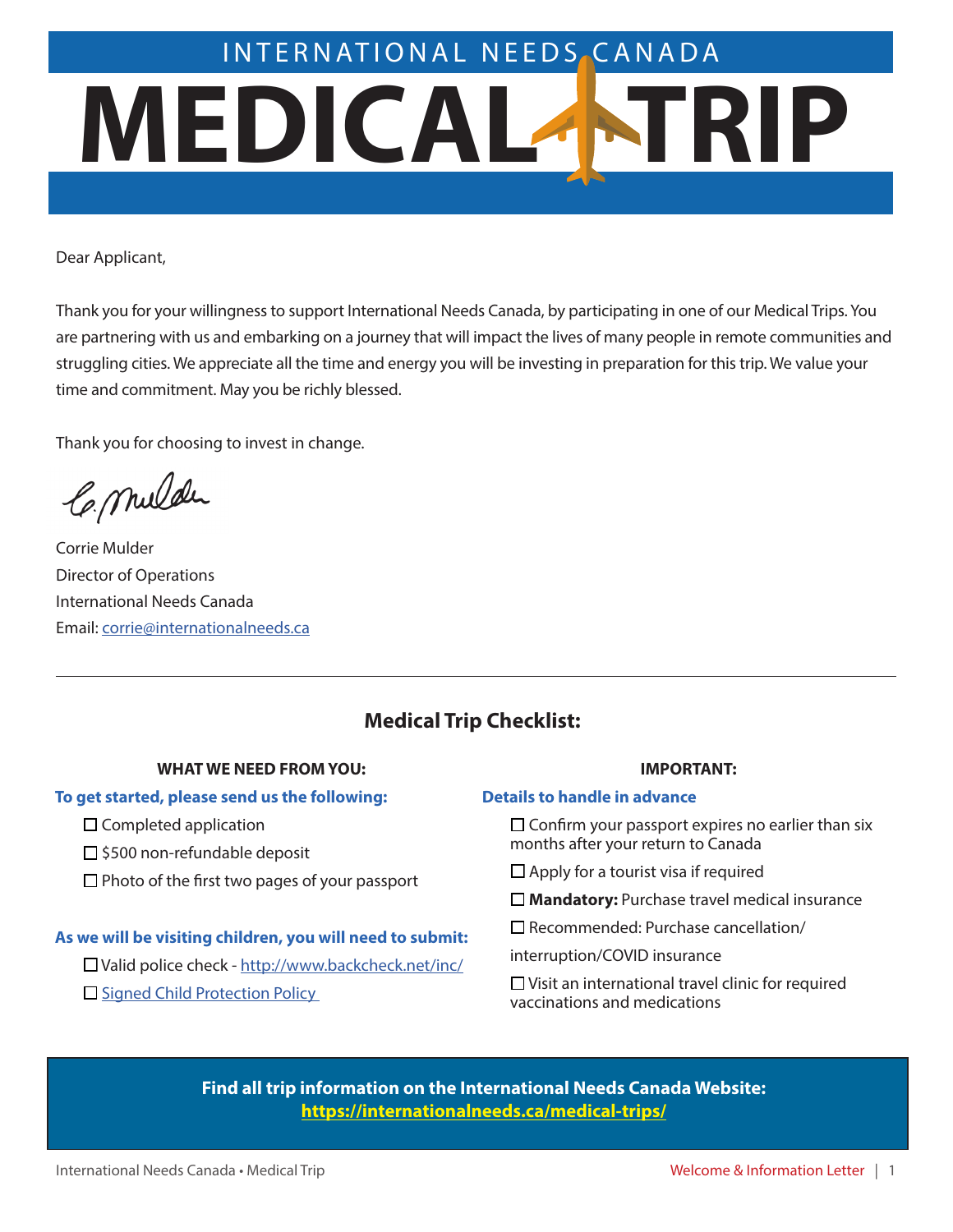INTERNATIONAL NEEDS CANADA

# MEDICAL TRIP

Dear Applicant,

Thank you for your willingness to support International Needs Canada, by participating in one of our Medical Trips. You are partnering with us and embarking on a journey that will impact the lives of many people in remote communities and struggling cities. We appreciate all the time and energy you will be investing in preparation for this trip. We value your time and commitment. May you be richly blessed.

Thank you for choosing to invest in change.

Corrie Mulder
Director of Operations
International Needs Canada
Email: [corrie@internationalneeds.ca](mailto:corrie@internationalneeds.ca)

---

## Medical Trip Checklist:

### WHAT WE NEED FROM YOU:

**To get started, please send us the following:**

- ☐ Completed application
- ☐ $500 non-refundable deposit
- ☐ Photo of the first two pages of your passport

**As we will be visiting children, you will need to submit:**

- ☐ Valid police check - [http://www.backcheck.net/inc/](http://www.backcheck.net/inc/)
- ☐ Signed Child Protection Policy

### IMPORTANT:

**Details to handle in advance**

- ☐ Confirm your passport expires no earlier than six months after your return to Canada
- ☐ Apply for a tourist visa if required
- ☐ **Mandatory:** Purchase travel medical insurance
- ☐ Recommended: Purchase cancellation/interruption/COVID insurance
- ☐ Visit an international travel clinic for required vaccinations and medications

**Find all trip information on the International Needs Canada Website:**
**[https://internationalneeds.ca/medical-trips/](https://internationalneeds.ca/medical-trips/)**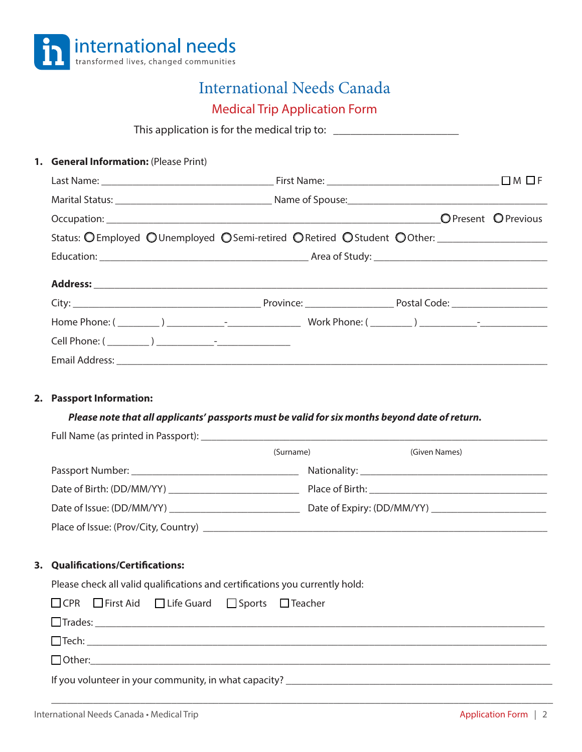international needs
transformed lives, changed communities

# International Needs Canada

## Medical Trip Application Form

This application is for the medical trip to: ______________________

**1. General Information:** (Please Print)

Last Name: ______________________________ First Name: ______________________________ ☐ M ☐ F

Marital Status: ___________________________ Name of Spouse: ___________________________________

Occupation: _________________________________________________________ ○ Present ○ Previous

Status: ○ Employed ○ Unemployed ○ Semi-retired ○ Retired ○ Student ○ Other: ___________________

Education: ____________________________________ Area of Study: ______________________________

**Address:** _____________________________________________________________________________

City: _________________________________ Province: _______________ Postal Code: _________________

Home Phone: ( ________ ) ___________-_____________ Work Phone: ( ________ ) ___________-_____________

Cell Phone: ( ________ ) ___________-_____________

Email Address: ___________________________________________________________________________

**2. Passport Information:**

***Please note that all applicants' passports must be valid for six months beyond date of return.***

Full Name (as printed in Passport): _________________________________________________________
(Surname) (Given Names)

Passport Number: _____________________________ Nationality: ___________________________________

Date of Birth: (DD/MM/YY) ______________________ Place of Birth: __________________________________

Date of Issue: (DD/MM/YY) ______________________ Date of Expiry: (DD/MM/YY) _____________________

Place of Issue: (Prov/City, Country) _______________________________________________________

**3. Qualifications/Certifications:**

Please check all valid qualifications and certifications you currently hold:

☐ CPR ☐ First Aid ☐ Life Guard ☐ Sports ☐ Teacher

☐ Trades: ________________________________________________________________________________

☐ Tech: __________________________________________________________________________________

☐ Other: _________________________________________________________________________________

If you volunteer in your community, in what capacity? ____________________________________________

_______________________________________________________________________________________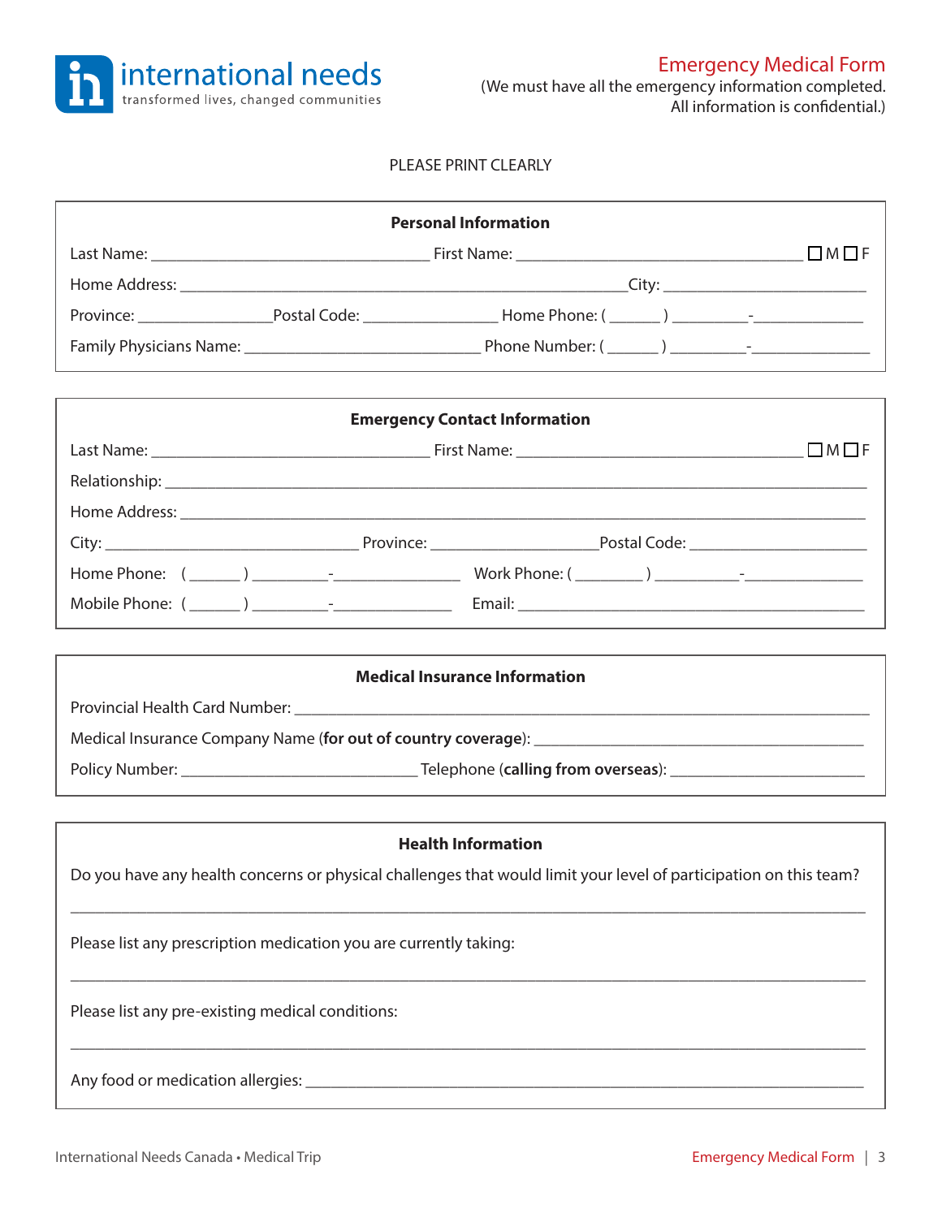international needs
transformed lives, changed communities

# Emergency Medical Form

(We must have all the emergency information completed.
All information is confidential.)

PLEASE PRINT CLEARLY

## Personal Information

Last Name: ______________________________ First Name: ______________________________ ☐ M ☐ F

Home Address: ______________________________________________ City: ____________________

Province: ______________ Postal Code: ______________ Home Phone: ( ______ ) _________-____________

Family Physicians Name: _________________________ Phone Number: ( ______ ) _________-____________

## Emergency Contact Information

Last Name: ______________________________ First Name: ______________________________ ☐ M ☐ F

Relationship: ____________________________________________________________________________

Home Address: ___________________________________________________________________________

City: ___________________________ Province: __________________ Postal Code: ____________________

Home Phone: ( ______ ) _________-______________ Work Phone: ( ________ ) _________-______________

Mobile Phone: ( ______ ) _________-______________ Email: _______________________________________

## Medical Insurance Information

Provincial Health Card Number: ______________________________________________________________

Medical Insurance Company Name (**for out of country coverage**): ____________________________________

Policy Number: _________________________ Telephone (**calling from overseas**): _____________________

## Health Information

Do you have any health concerns or physical challenges that would limit your level of participation on this team?

_________________________________________________________________________________________

Please list any prescription medication you are currently taking:

_________________________________________________________________________________________

Please list any pre-existing medical conditions:

_________________________________________________________________________________________

Any food or medication allergies: ____________________________________________________________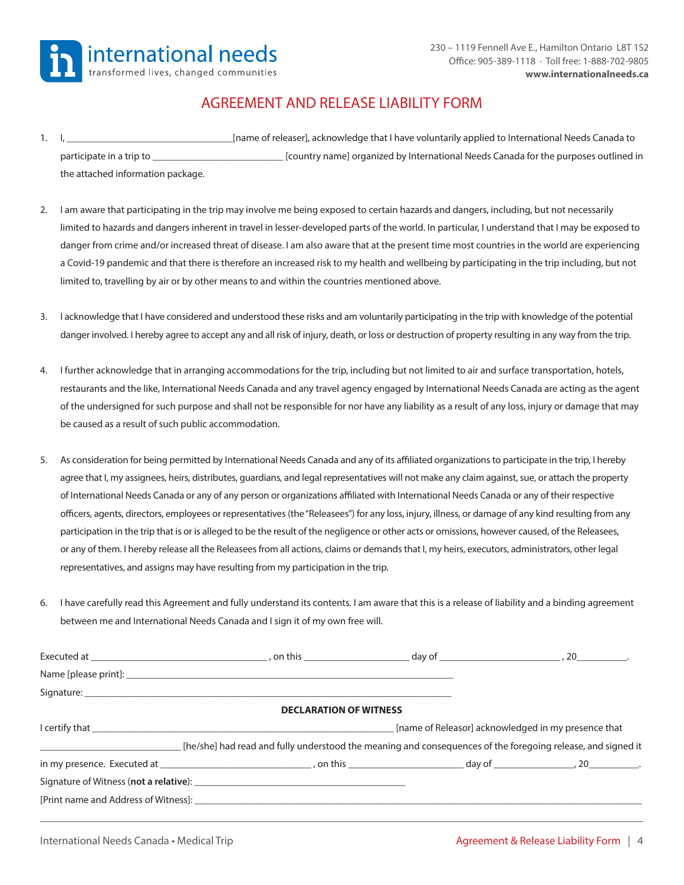international needs
transformed lives, changed communities

230 – 1119 Fennell Ave E., Hamilton Ontario L8T 1S2
Office: 905-389-1118 · Toll free: 1-888-702-9805
**www.internationalneeds.ca**

# AGREEMENT AND RELEASE LIABILITY FORM

1. I, _________________________________[name of releaser], acknowledge that I have voluntarily applied to International Needs Canada to participate in a trip to _________________________ [country name] organized by International Needs Canada for the purposes outlined in the attached information package.

2. I am aware that participating in the trip may involve me being exposed to certain hazards and dangers, including, but not necessarily limited to hazards and dangers inherent in travel in lesser-developed parts of the world. In particular, I understand that I may be exposed to danger from crime and/or increased threat of disease. I am also aware that at the present time most countries in the world are experiencing a Covid-19 pandemic and that there is therefore an increased risk to my health and wellbeing by participating in the trip including, but not limited to, travelling by air or by other means to and within the countries mentioned above.

3. I acknowledge that I have considered and understood these risks and am voluntarily participating in the trip with knowledge of the potential danger involved. I hereby agree to accept any and all risk of injury, death, or loss or destruction of property resulting in any way from the trip.

4. I further acknowledge that in arranging accommodations for the trip, including but not limited to air and surface transportation, hotels, restaurants and the like, International Needs Canada and any travel agency engaged by International Needs Canada are acting as the agent of the undersigned for such purpose and shall not be responsible for nor have any liability as a result of any loss, injury or damage that may be caused as a result of such public accommodation.

5. As consideration for being permitted by International Needs Canada and any of its affiliated organizations to participate in the trip, I hereby agree that I, my assignees, heirs, distributes, guardians, and legal representatives will not make any claim against, sue, or attach the property of International Needs Canada or any of any person or organizations affiliated with International Needs Canada or any of their respective officers, agents, directors, employees or representatives (the "Releasees") for any loss, injury, illness, or damage of any kind resulting from any participation in the trip that is or is alleged to be the result of the negligence or other acts or omissions, however caused, of the Releasees, or any of them. I hereby release all the Releasees from all actions, claims or demands that I, my heirs, executors, administrators, other legal representatives, and assigns may have resulting from my participation in the trip.

6. I have carefully read this Agreement and fully understand its contents. I am aware that this is a release of liability and a binding agreement between me and International Needs Canada and I sign it of my own free will.

Executed at ___________________________________ , on this ____________________ day of _______________________ , 20__________.

Name [please print]: ________________________________________________________________

Signature: ________________________________________________________________________

**DECLARATION OF WITNESS**

I certify that _____________________________________________________________ [name of Releasor] acknowledged in my presence that ___________________________ [he/she] had read and fully understood the meaning and consequences of the foregoing release, and signed it in my presence. Executed at _____________________________ , on this ______________________ day of ________________, 20__________.

Signature of Witness (**not a relative**): ___________________________________________

[Print name and Address of Witness]: ______________________________________________________________________________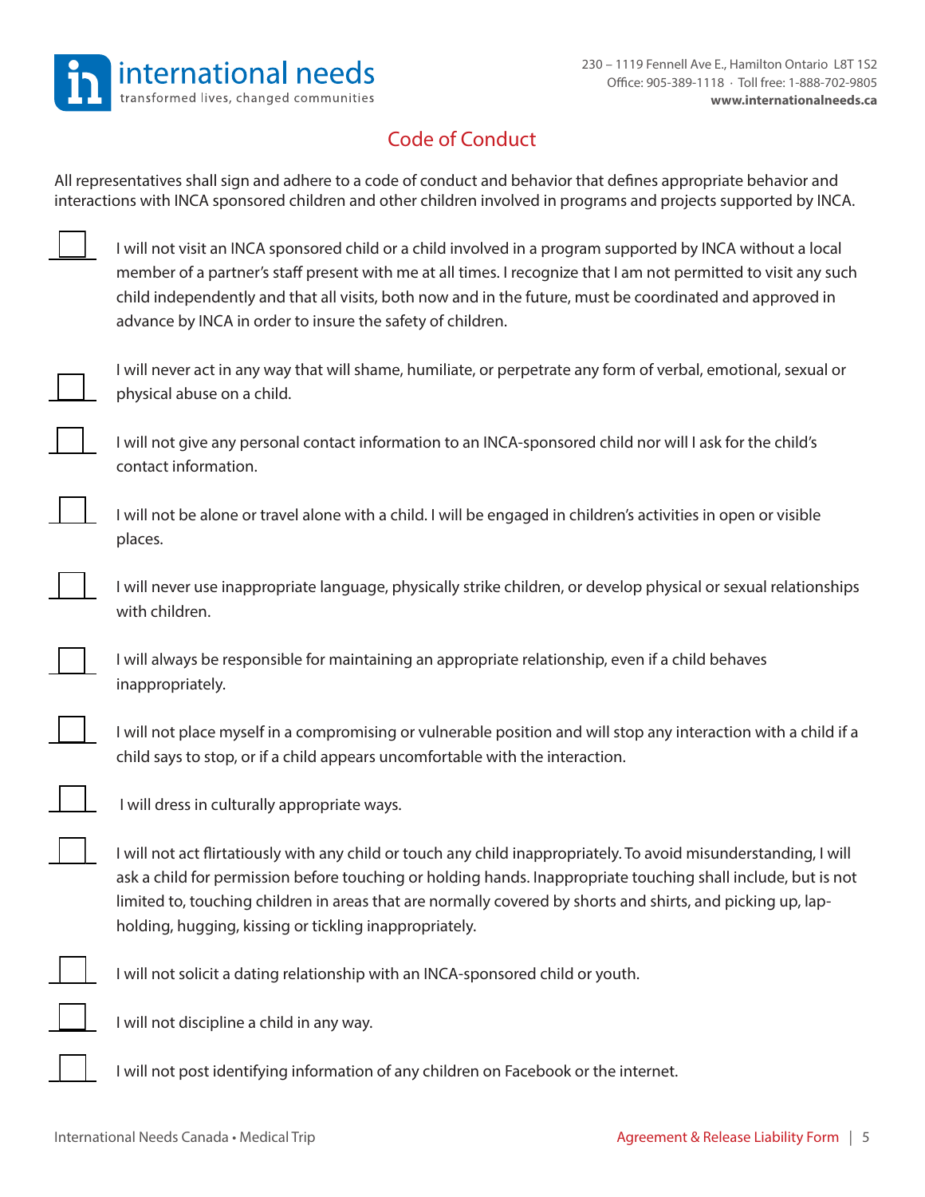## Code of Conduct

All representatives shall sign and adhere to a code of conduct and behavior that defines appropriate behavior and interactions with INCA sponsored children and other children involved in programs and projects supported by INCA.

- [ ] I will not visit an INCA sponsored child or a child involved in a program supported by INCA without a local member of a partner's staff present with me at all times. I recognize that I am not permitted to visit any such child independently and that all visits, both now and in the future, must be coordinated and approved in advance by INCA in order to insure the safety of children.
- [ ] I will never act in any way that will shame, humiliate, or perpetrate any form of verbal, emotional, sexual or physical abuse on a child.
- [ ] I will not give any personal contact information to an INCA-sponsored child nor will I ask for the child's contact information.
- [ ] I will not be alone or travel alone with a child. I will be engaged in children's activities in open or visible places.
- [ ] I will never use inappropriate language, physically strike children, or develop physical or sexual relationships with children.
- [ ] I will always be responsible for maintaining an appropriate relationship, even if a child behaves inappropriately.
- [ ] I will not place myself in a compromising or vulnerable position and will stop any interaction with a child if a child says to stop, or if a child appears uncomfortable with the interaction.
- [ ] I will dress in culturally appropriate ways.
- [ ] I will not act flirtatiously with any child or touch any child inappropriately. To avoid misunderstanding, I will ask a child for permission before touching or holding hands. Inappropriate touching shall include, but is not limited to, touching children in areas that are normally covered by shorts and shirts, and picking up, lap-holding, hugging, kissing or tickling inappropriately.
- [ ] I will not solicit a dating relationship with an INCA-sponsored child or youth.
- [ ] I will not discipline a child in any way.
- [ ] I will not post identifying information of any children on Facebook or the internet.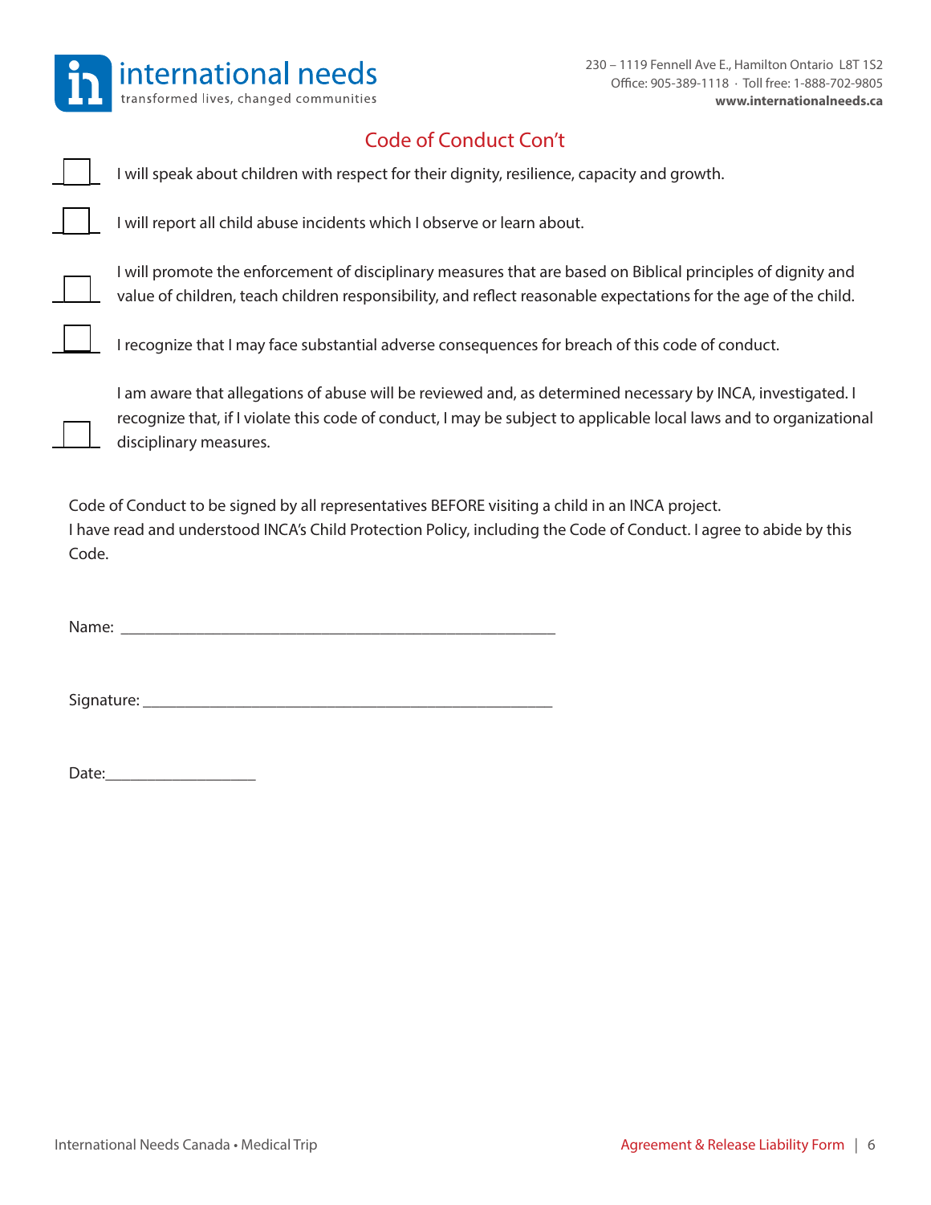## Code of Conduct Con't

- [ ] I will speak about children with respect for their dignity, resilience, capacity and growth.
- [ ] I will report all child abuse incidents which I observe or learn about.
- [ ] I will promote the enforcement of disciplinary measures that are based on Biblical principles of dignity and value of children, teach children responsibility, and reflect reasonable expectations for the age of the child.
- [ ] I recognize that I may face substantial adverse consequences for breach of this code of conduct.
- [ ] I am aware that allegations of abuse will be reviewed and, as determined necessary by INCA, investigated. I recognize that, if I violate this code of conduct, I may be subject to applicable local laws and to organizational disciplinary measures.

Code of Conduct to be signed by all representatives BEFORE visiting a child in an INCA project.
I have read and understood INCA's Child Protection Policy, including the Code of Conduct. I agree to abide by this Code.

Name: _______________________________________________

Signature: ____________________________________________

Date:_________________